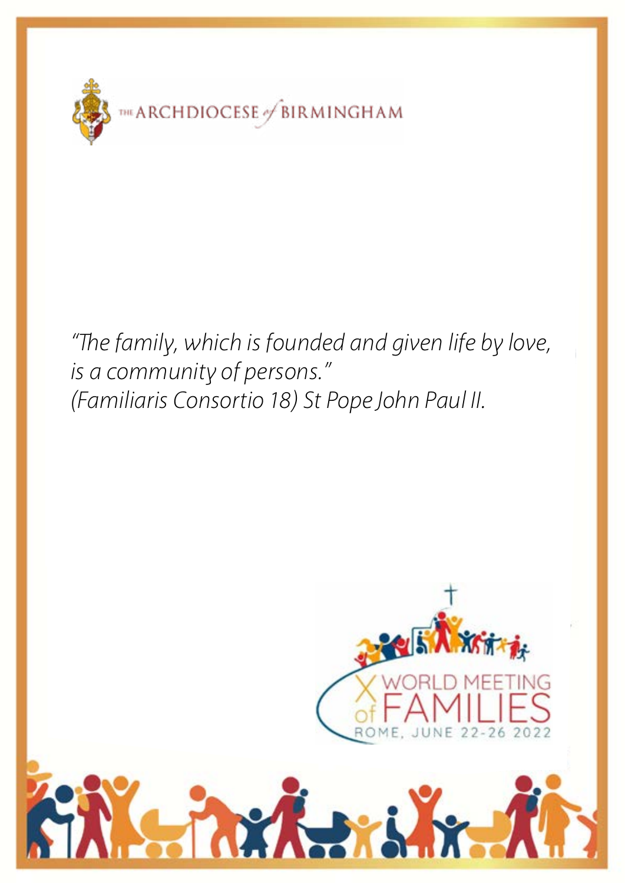THE ARCHDIOCESE of BIRMINGHAM

*"The family, which is founded and given life by love, is a community of persons."*
*(Familiaris Consortio 18) St Pope John Paul II.*

X WORLD MEETING of FAMILIES
ROME, JUNE 22-26 2022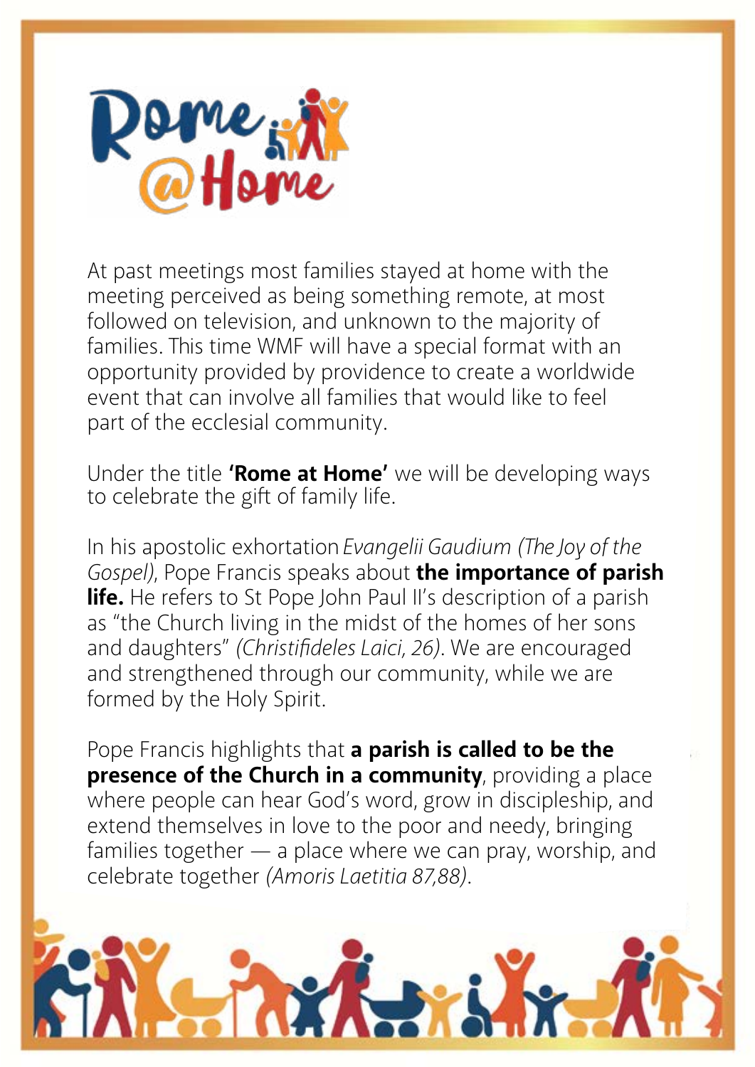# Rome @Home

At past meetings most families stayed at home with the meeting perceived as being something remote, at most followed on television, and unknown to the majority of families. This time WMF will have a special format with an opportunity provided by providence to create a worldwide event that can involve all families that would like to feel part of the ecclesial community.

Under the title **'Rome at Home'** we will be developing ways to celebrate the gift of family life.

In his apostolic exhortation *Evangelii Gaudium (The Joy of the Gospel)*, Pope Francis speaks about **the importance of parish life.** He refers to St Pope John Paul II's description of a parish as "the Church living in the midst of the homes of her sons and daughters" *(Christifideles Laici, 26)*. We are encouraged and strengthened through our community, while we are formed by the Holy Spirit.

Pope Francis highlights that **a parish is called to be the presence of the Church in a community**, providing a place where people can hear God's word, grow in discipleship, and extend themselves in love to the poor and needy, bringing families together — a place where we can pray, worship, and celebrate together *(Amoris Laetitia 87,88)*.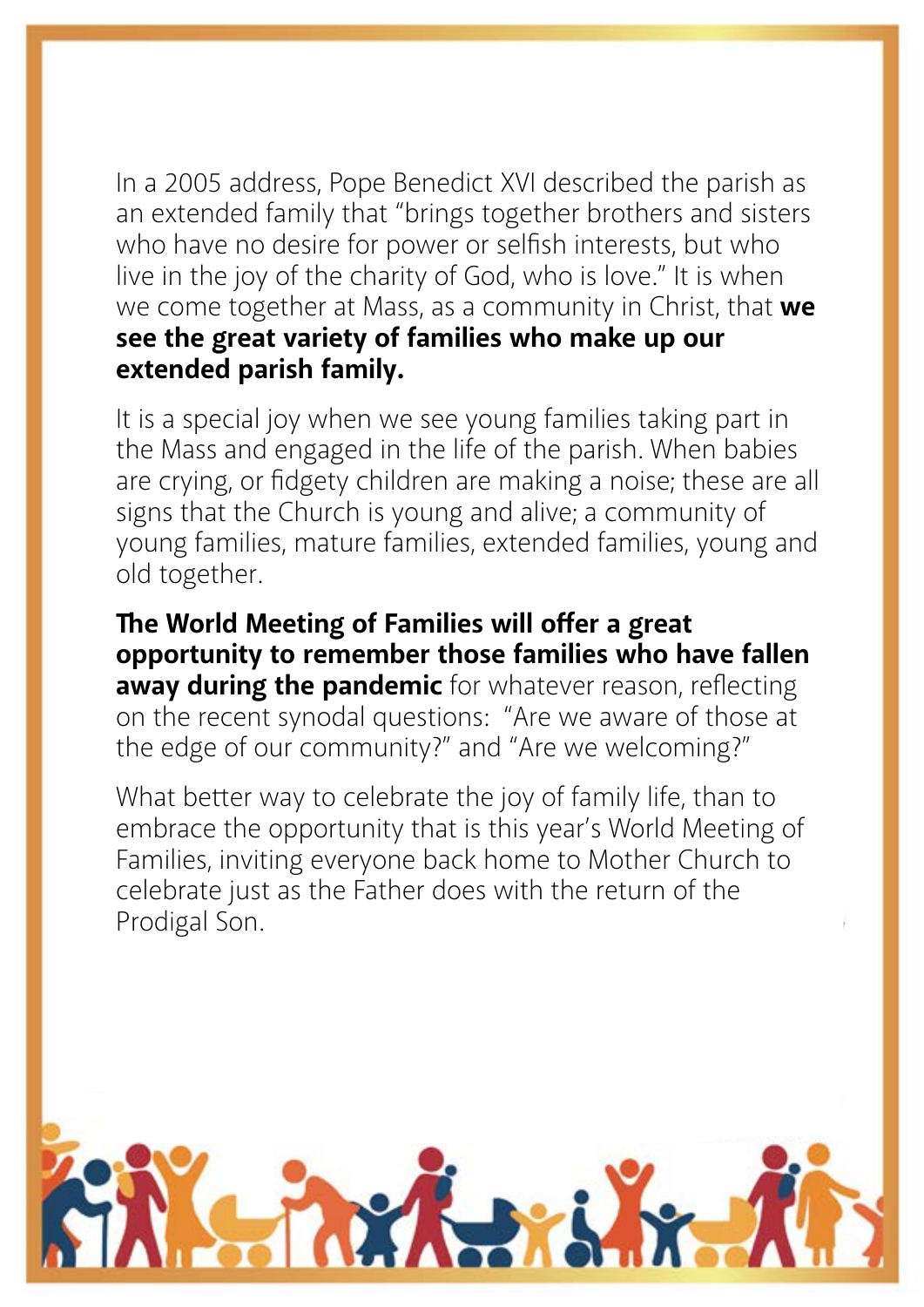In a 2005 address, Pope Benedict XVI described the parish as an extended family that "brings together brothers and sisters who have no desire for power or selfish interests, but who live in the joy of the charity of God, who is love." It is when we come together at Mass, as a community in Christ, that **we see the great variety of families who make up our extended parish family.**

It is a special joy when we see young families taking part in the Mass and engaged in the life of the parish. When babies are crying, or fidgety children are making a noise; these are all signs that the Church is young and alive; a community of young families, mature families, extended families, young and old together.

**The World Meeting of Families will offer a great opportunity to remember those families who have fallen away during the pandemic** for whatever reason, reflecting on the recent synodal questions: "Are we aware of those at the edge of our community?" and "Are we welcoming?"

What better way to celebrate the joy of family life, than to embrace the opportunity that is this year's World Meeting of Families, inviting everyone back home to Mother Church to celebrate just as the Father does with the return of the Prodigal Son.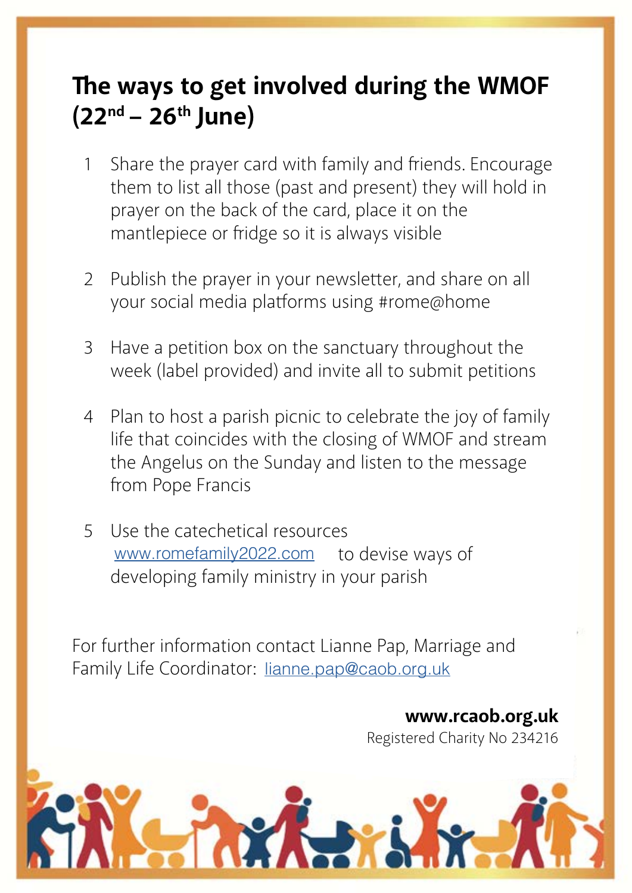# The ways to get involved during the WMOF (22nd – 26th June)

1. Share the prayer card with family and friends. Encourage them to list all those (past and present) they will hold in prayer on the back of the card, place it on the mantlepiece or fridge so it is always visible

2. Publish the prayer in your newsletter, and share on all your social media platforms using #rome@home

3. Have a petition box on the sanctuary throughout the week (label provided) and invite all to submit petitions

4. Plan to host a parish picnic to celebrate the joy of family life that coincides with the closing of WMOF and stream the Angelus on the Sunday and listen to the message from Pope Francis

5. Use the catechetical resources www.romefamily2022.com to devise ways of developing family ministry in your parish

For further information contact Lianne Pap, Marriage and Family Life Coordinator: lianne.pap@caob.org.uk

**www.rcaob.org.uk**
Registered Charity No 234216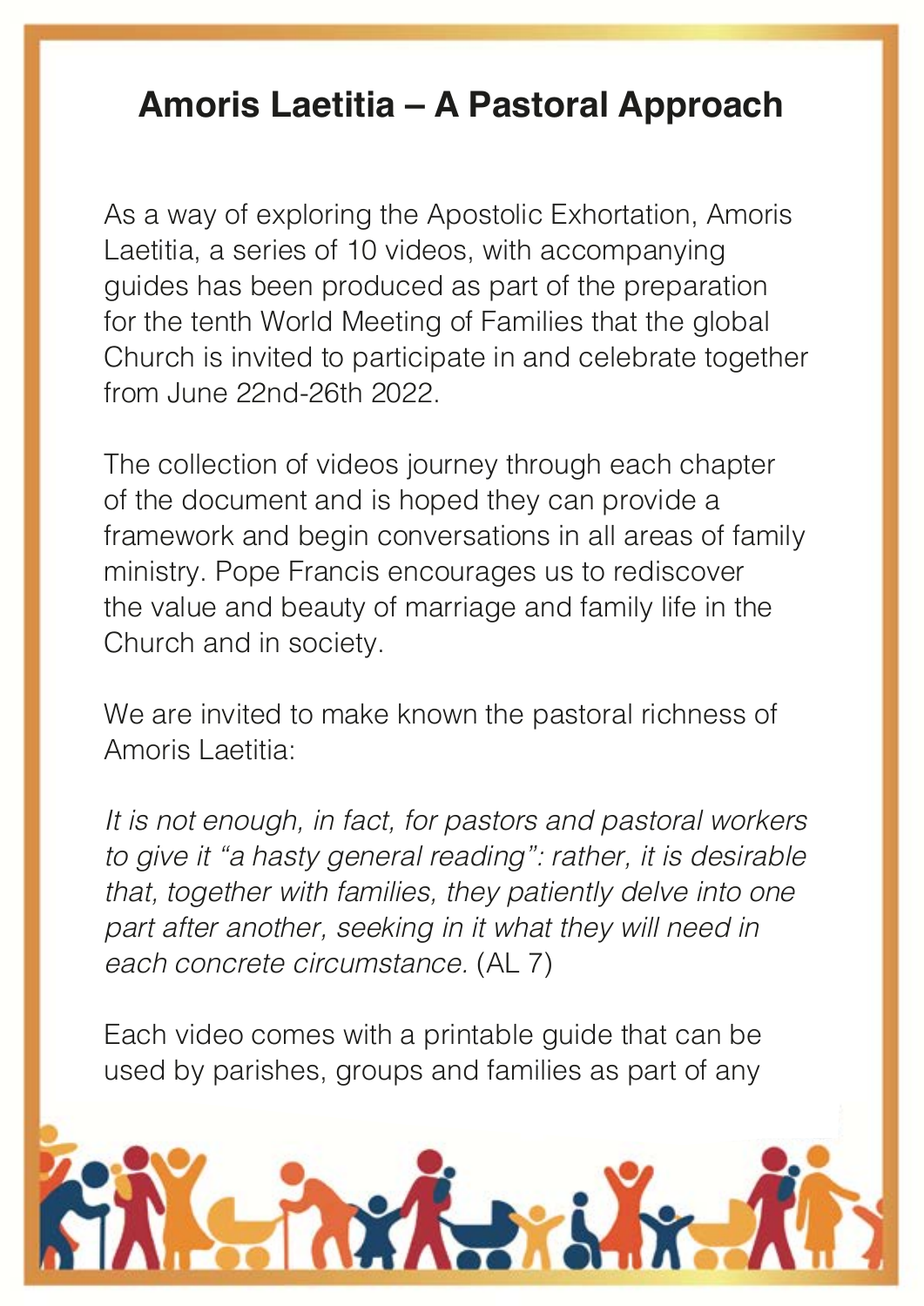# Amoris Laetitia – A Pastoral Approach

As a way of exploring the Apostolic Exhortation, Amoris Laetitia, a series of 10 videos, with accompanying guides has been produced as part of the preparation for the tenth World Meeting of Families that the global Church is invited to participate in and celebrate together from June 22nd-26th 2022.

The collection of videos journey through each chapter of the document and is hoped they can provide a framework and begin conversations in all areas of family ministry. Pope Francis encourages us to rediscover the value and beauty of marriage and family life in the Church and in society.

We are invited to make known the pastoral richness of Amoris Laetitia:

*It is not enough, in fact, for pastors and pastoral workers to give it "a hasty general reading": rather, it is desirable that, together with families, they patiently delve into one part after another, seeking in it what they will need in each concrete circumstance.* (AL 7)

Each video comes with a printable guide that can be used by parishes, groups and families as part of any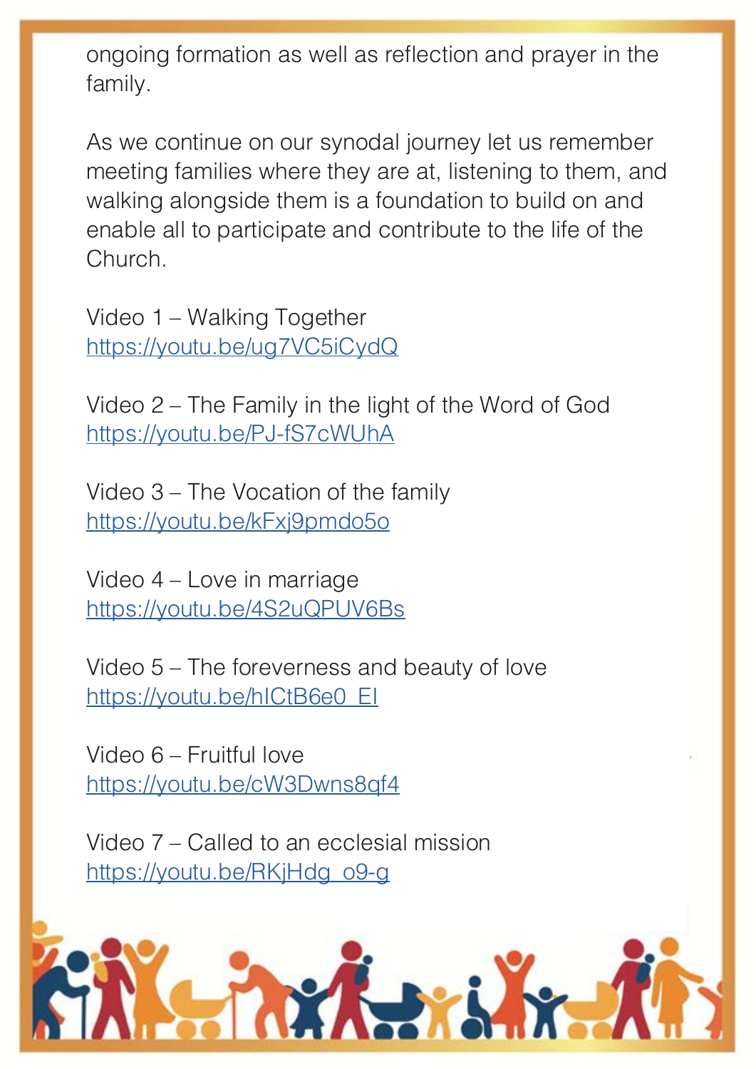ongoing formation as well as reflection and prayer in the family.

As we continue on our synodal journey let us remember meeting families where they are at, listening to them, and walking alongside them is a foundation to build on and enable all to participate and contribute to the life of the Church.

Video 1 – Walking Together
https://youtu.be/ug7VC5iCydQ

Video 2 – The Family in the light of the Word of God
https://youtu.be/PJ-fS7cWUhA

Video 3 – The Vocation of the family
https://youtu.be/kFxj9pmdo5o

Video 4 – Love in marriage
https://youtu.be/4S2uQPUV6Bs

Video 5 – The foreverness and beauty of love
https://youtu.be/hICtB6e0_EI

Video 6 – Fruitful love
https://youtu.be/cW3Dwns8qf4

Video 7 – Called to an ecclesial mission
https://youtu.be/RKjHdg_o9-g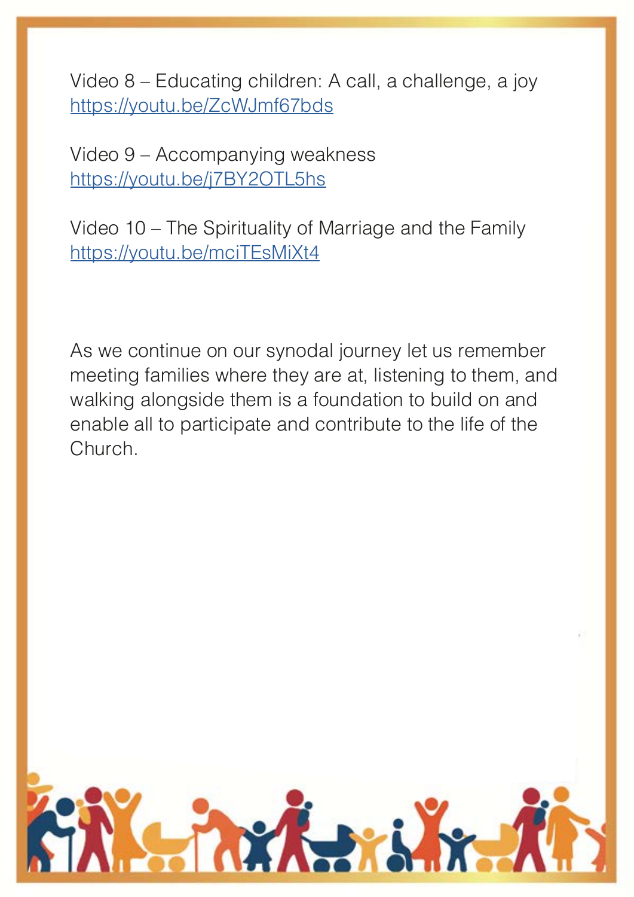Video 8 – Educating children: A call, a challenge, a joy
https://youtu.be/ZcWJmf67bds

Video 9 – Accompanying weakness
https://youtu.be/j7BY2OTL5hs

Video 10 – The Spirituality of Marriage and the Family
https://youtu.be/mciTEsMiXt4

As we continue on our synodal journey let us remember meeting families where they are at, listening to them, and walking alongside them is a foundation to build on and enable all to participate and contribute to the life of the Church.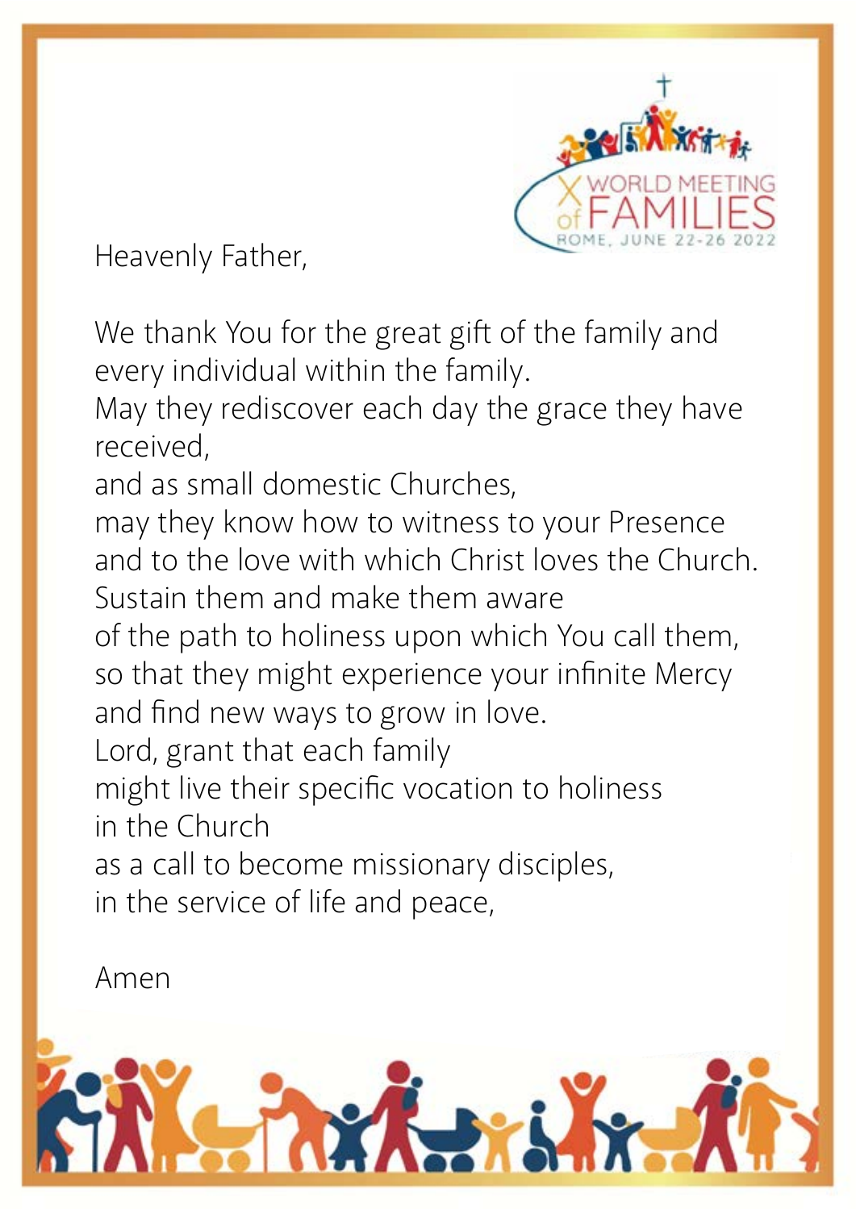X WORLD MEETING of FAMILIES
ROME, JUNE 22-26 2022

Heavenly Father,

We thank You for the great gift of the family and every individual within the family.
May they rediscover each day the grace they have received,
and as small domestic Churches,
may they know how to witness to your Presence
and to the love with which Christ loves the Church.
Sustain them and make them aware
of the path to holiness upon which You call them,
so that they might experience your infinite Mercy
and find new ways to grow in love.
Lord, grant that each family
might live their specific vocation to holiness
in the Church
as a call to become missionary disciples,
in the service of life and peace,

Amen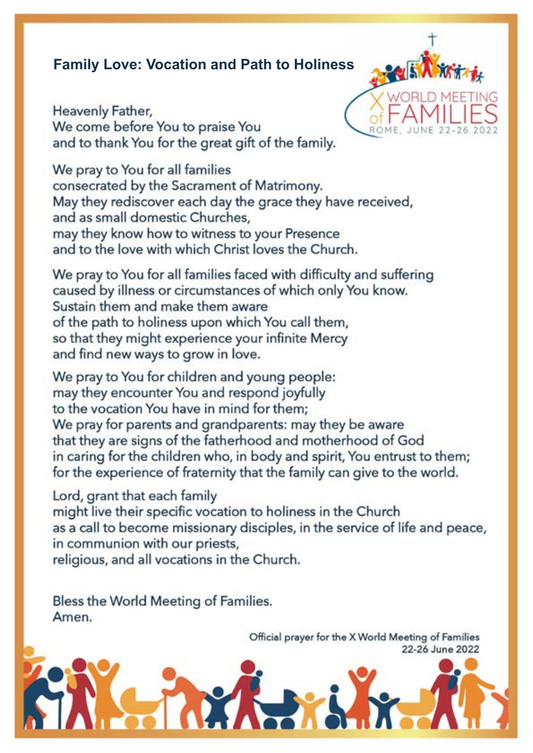## Family Love: Vocation and Path to Holiness

X WORLD MEETING of FAMILIES
ROME, JUNE 22-26 2022

Heavenly Father,
We come before You to praise You
and to thank You for the great gift of the family.

We pray to You for all families
consecrated by the Sacrament of Matrimony.
May they rediscover each day the grace they have received,
and as small domestic Churches,
may they know how to witness to your Presence
and to the love with which Christ loves the Church.

We pray to You for all families faced with difficulty and suffering
caused by illness or circumstances of which only You know.
Sustain them and make them aware
of the path to holiness upon which You call them,
so that they might experience your infinite Mercy
and find new ways to grow in love.

We pray to You for children and young people:
may they encounter You and respond joyfully
to the vocation You have in mind for them;
We pray for parents and grandparents: may they be aware
that they are signs of the fatherhood and motherhood of God
in caring for the children who, in body and spirit, You entrust to them;
for the experience of fraternity that the family can give to the world.

Lord, grant that each family
might live their specific vocation to holiness in the Church
as a call to become missionary disciples, in the service of life and peace,
in communion with our priests,
religious, and all vocations in the Church.

Bless the World Meeting of Families.
Amen.

Official prayer for the X World Meeting of Families
22-26 June 2022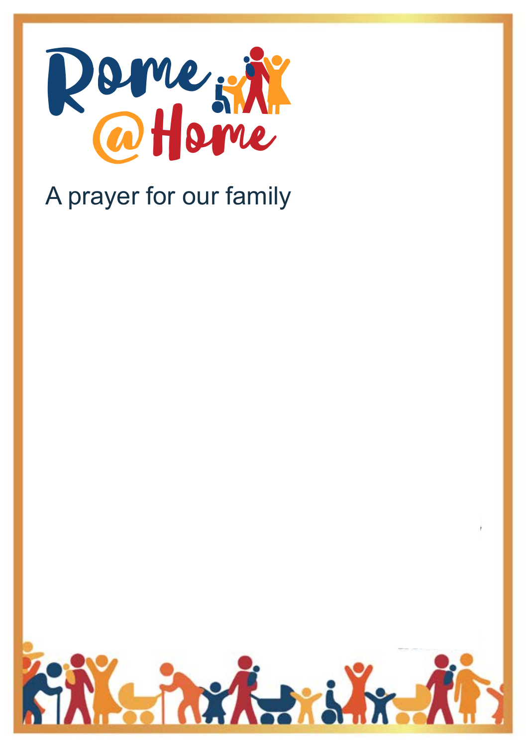Rome @Home

A prayer for our family